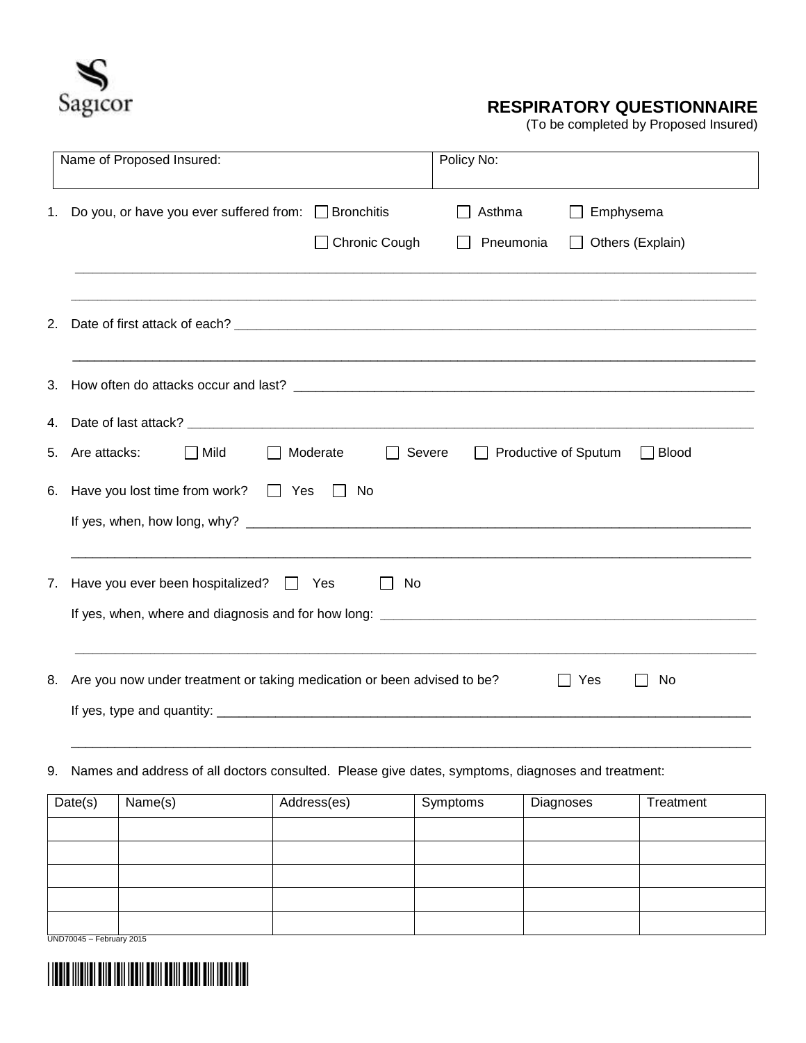Sagicor

# RESPIRATORY QUESTIONNAIRE

(To be completed by Proposed Insured)

| Name of Proposed Insured: | Policy No: |
|---|---|
| | |

1. Do you, or have you ever suffered from: ☐ Bronchitis ☐ Asthma ☐ Emphysema ☐ Chronic Cough ☐ Pneumonia ☐ Others (Explain)

   ______________________________________________________________________________

   ______________________________________________________________________________

2. Date of first attack of each? ______________________________________________________________

   ______________________________________________________________________________

3. How often do attacks occur and last? ________________________________________________________

4. Date of last attack? ____________________________________________________________________

5. Are attacks: ☐ Mild ☐ Moderate ☐ Severe ☐ Productive of Sputum ☐ Blood

6. Have you lost time from work? ☐ Yes ☐ No

   If yes, when, how long, why? _______________________________________________________

   ______________________________________________________________________________

7. Have you ever been hospitalized? ☐ Yes ☐ No

   If yes, when, where and diagnosis and for how long: ______________________________________

   ______________________________________________________________________________

8. Are you now under treatment or taking medication or been advised to be? ☐ Yes ☐ No

   If yes, type and quantity: ___________________________________________________________

   ______________________________________________________________________________

9. Names and address of all doctors consulted. Please give dates, symptoms, diagnoses and treatment:

| Date(s) | Name(s) | Address(es) | Symptoms | Diagnoses | Treatment |
|---|---|---|---|---|---|
| | | | | | |
| | | | | | |
| | | | | | |
| | | | | | |
| | | | | | |

UND70045 – February 2015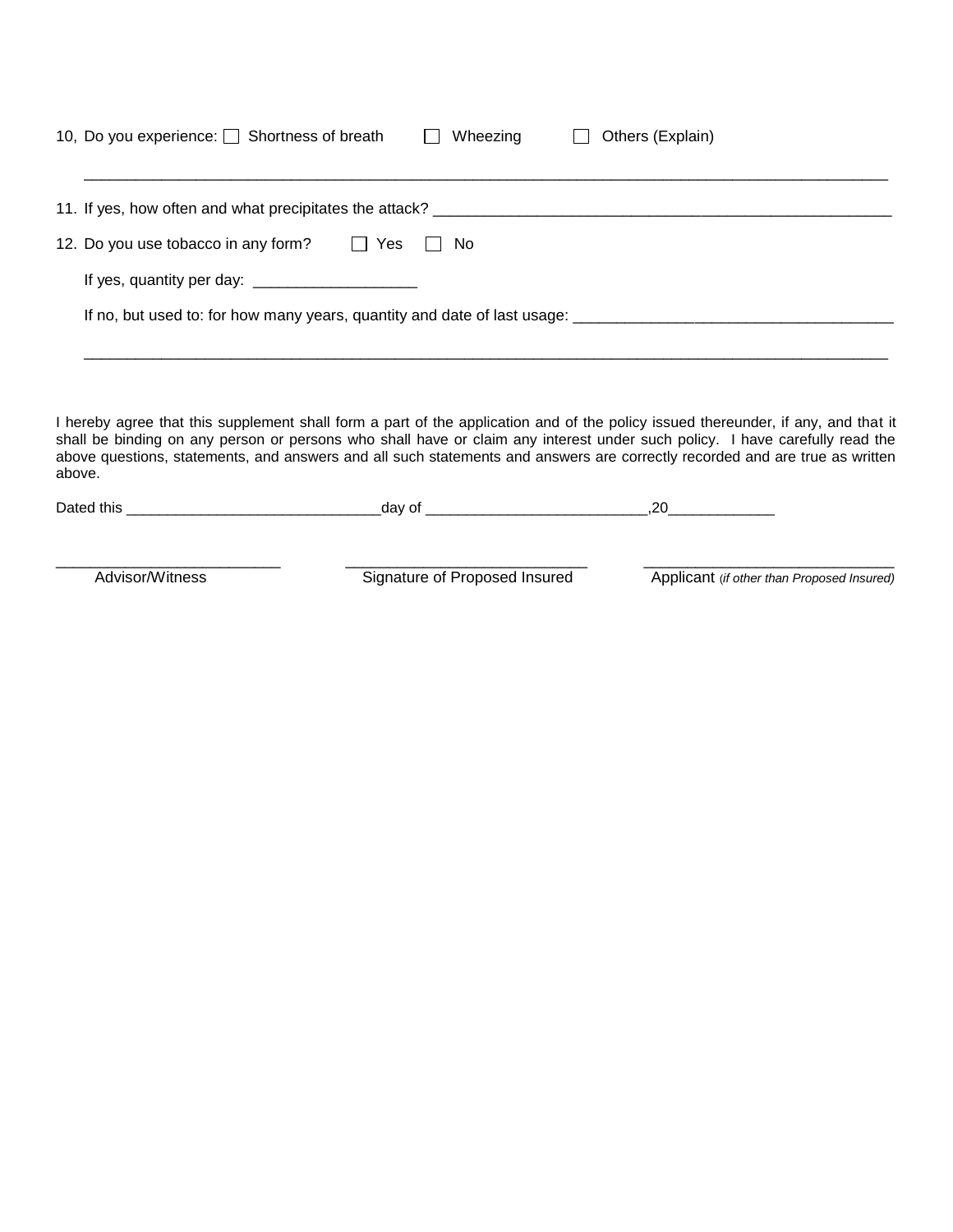10, Do you experience: ☐ Shortness of breath ☐ Wheezing ☐ Others (Explain)

_____________________________________________________________________________________________

11. If yes, how often and what precipitates the attack? _____________________________________________________

12. Do you use tobacco in any form? ☐ Yes ☐ No

    If yes, quantity per day: __________________

    If no, but used to: for how many years, quantity and date of last usage: ___________________________________

    _____________________________________________________________________________________________

I hereby agree that this supplement shall form a part of the application and of the policy issued thereunder, if any, and that it shall be binding on any person or persons who shall have or claim any interest under such policy. I have carefully read the above questions, statements, and answers and all such statements and answers are correctly recorded and are true as written above.

Dated this ______________________________day of __________________________,20____________

| | | |
|---|---|---|
| _________________________ | ___________________________ | ____________________________ |
| Advisor/Witness | Signature of Proposed Insured | Applicant (*if other than Proposed Insured)* |